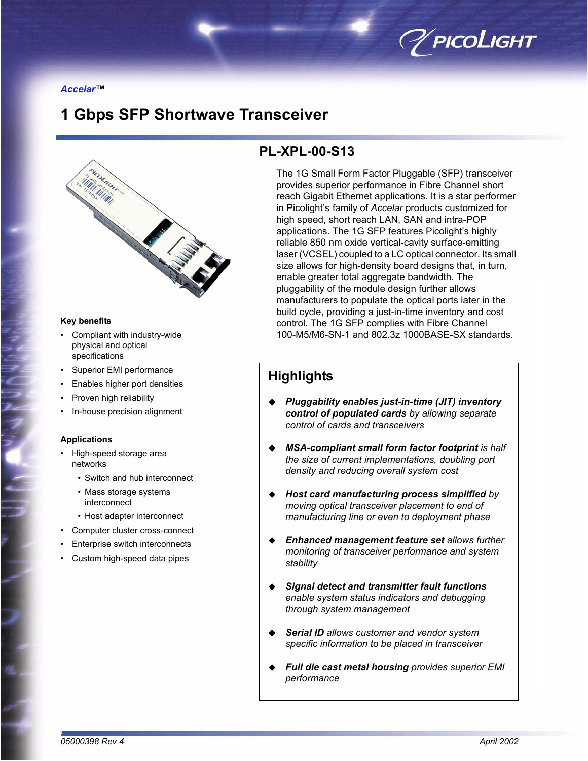*Accelar*™

# 1 Gbps SFP Shortwave Transceiver

## PL-XPL-00-S13

The 1G Small Form Factor Pluggable (SFP) transceiver provides superior performance in Fibre Channel short reach Gigabit Ethernet applications. It is a star performer in Picolight's family of *Accelar* products customized for high speed, short reach LAN, SAN and intra-POP applications. The 1G SFP features Picolight's highly reliable 850 nm oxide vertical-cavity surface-emitting laser (VCSEL) coupled to a LC optical connector. Its small size allows for high-density board designs that, in turn, enable greater total aggregate bandwidth. The pluggability of the module design further allows manufacturers to populate the optical ports later in the build cycle, providing a just-in-time inventory and cost control. The 1G SFP complies with Fibre Channel 100-M5/M6-SN-1 and 802.3z 1000BASE-SX standards.

### Key benefits

- Compliant with industry-wide physical and optical specifications
- Superior EMI performance
- Enables higher port densities
- Proven high reliability
- In-house precision alignment

### Applications

- High-speed storage area networks
  - Switch and hub interconnect
  - Mass storage systems interconnect
  - Host adapter interconnect
- Computer cluster cross-connect
- Enterprise switch interconnects
- Custom high-speed data pipes

## Highlights

- ***Pluggability enables just-in-time (JIT) inventory control of populated cards*** *by allowing separate control of cards and transceivers*
- ***MSA-compliant small form factor footprint*** *is half the size of current implementations, doubling port density and reducing overall system cost*
- ***Host card manufacturing process simplified*** *by moving optical transceiver placement to end of manufacturing line or even to deployment phase*
- ***Enhanced management feature set*** *allows further monitoring of transceiver performance and system stability*
- ***Signal detect and transmitter fault functions*** *enable system status indicators and debugging through system management*
- ***Serial ID*** *allows customer and vendor system specific information to be placed in transceiver*
- ***Full die cast metal housing*** *provides superior EMI performance*

*05000398 Rev 4* *April 2002*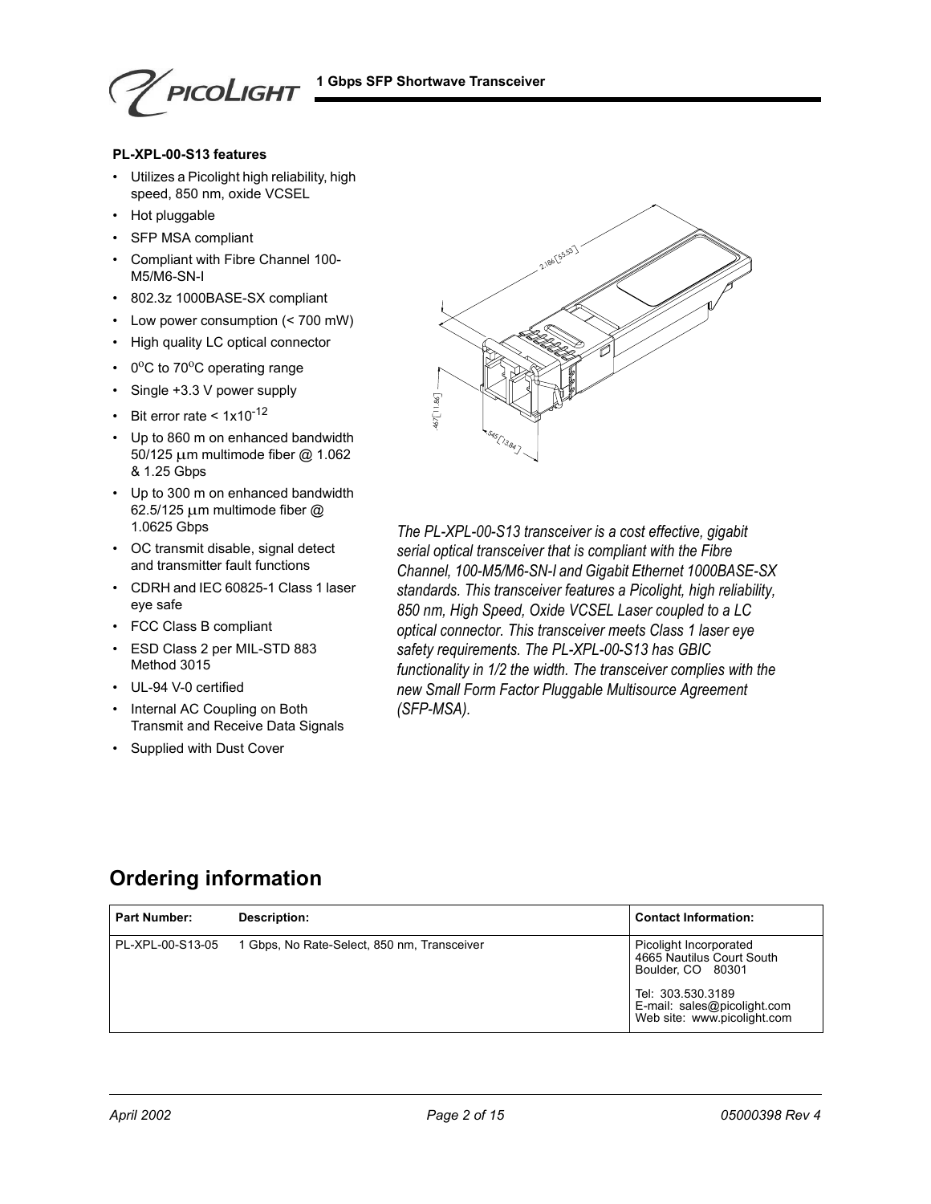**PL-XPL-00-S13 features**

- Utilizes a Picolight high reliability, high speed, 850 nm, oxide VCSEL
- Hot pluggable
- SFP MSA compliant
- Compliant with Fibre Channel 100-M5/M6-SN-I
- 802.3z 1000BASE-SX compliant
- Low power consumption (< 700 mW)
- High quality LC optical connector
- $0^{o}$C to $70^{o}$C operating range
- Single +3.3 V power supply
- Bit error rate < $1x10^{-12}$
- Up to 860 m on enhanced bandwidth 50/125 $\mu$m multimode fiber @ 1.062 & 1.25 Gbps
- Up to 300 m on enhanced bandwidth 62.5/125 $\mu$m multimode fiber @ 1.0625 Gbps
- OC transmit disable, signal detect and transmitter fault functions
- CDRH and IEC 60825-1 Class 1 laser eye safe
- FCC Class B compliant
- ESD Class 2 per MIL-STD 883 Method 3015
- UL-94 V-0 certified
- Internal AC Coupling on Both Transmit and Receive Data Signals
- Supplied with Dust Cover

*The PL-XPL-00-S13 transceiver is a cost effective, gigabit serial optical transceiver that is compliant with the Fibre Channel, 100-M5/M6-SN-I and Gigabit Ethernet 1000BASE-SX standards. This transceiver features a Picolight, high reliability, 850 nm, High Speed, Oxide VCSEL Laser coupled to a LC optical connector. This transceiver meets Class 1 laser eye safety requirements. The PL-XPL-00-S13 has GBIC functionality in 1/2 the width. The transceiver complies with the new Small Form Factor Pluggable Multisource Agreement (SFP-MSA).*

## Ordering information

| Part Number: | Description: | Contact Information: |
|---|---|---|
| PL-XPL-00-S13-05 | 1 Gbps, No Rate-Select, 850 nm, Transceiver | Picolight Incorporated<br>4665 Nautilus Court South<br>Boulder, CO 80301<br><br>Tel: 303.530.3189<br>E-mail: sales@picolight.com<br>Web site: www.picolight.com |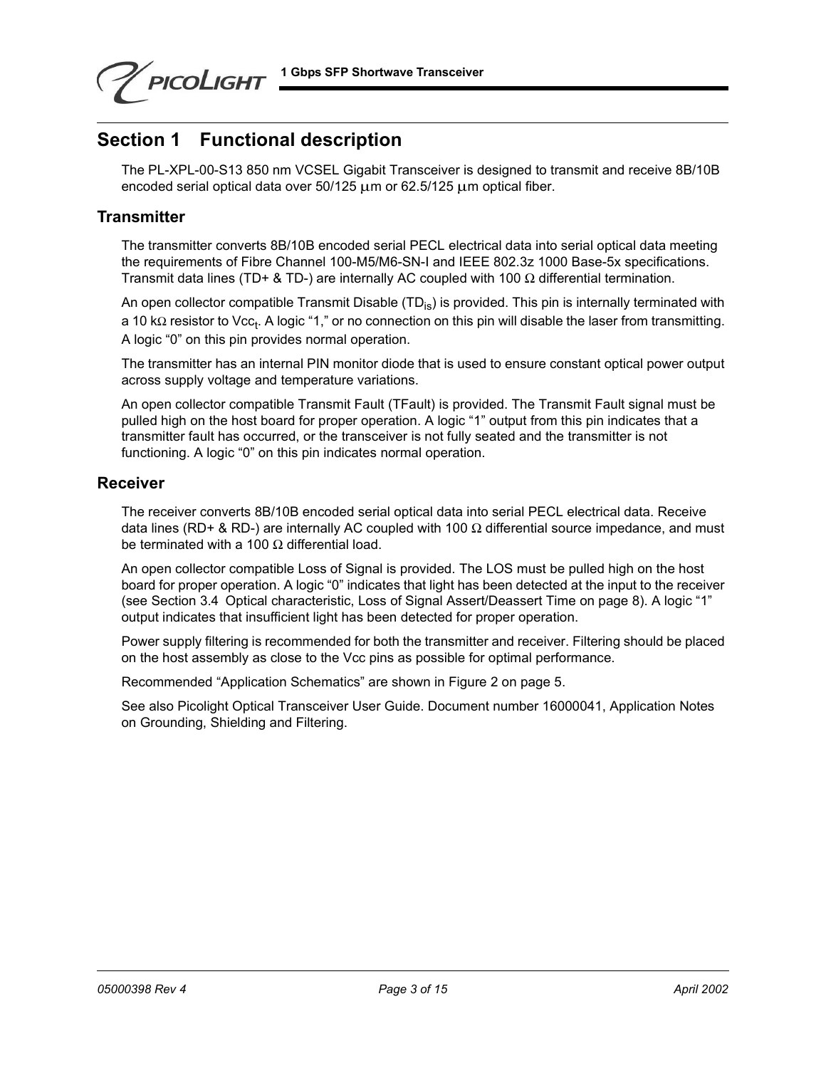# Section 1 Functional description

The PL-XPL-00-S13 850 nm VCSEL Gigabit Transceiver is designed to transmit and receive 8B/10B encoded serial optical data over 50/125 μm or 62.5/125 μm optical fiber.

## Transmitter

The transmitter converts 8B/10B encoded serial PECL electrical data into serial optical data meeting the requirements of Fibre Channel 100-M5/M6-SN-I and IEEE 802.3z 1000 Base-5x specifications. Transmit data lines (TD+ & TD-) are internally AC coupled with 100 Ω differential termination.

An open collector compatible Transmit Disable ($TD_{is}$) is provided. This pin is internally terminated with a 10 kΩ resistor to $Vcc_t$. A logic “1,” or no connection on this pin will disable the laser from transmitting. A logic “0” on this pin provides normal operation.

The transmitter has an internal PIN monitor diode that is used to ensure constant optical power output across supply voltage and temperature variations.

An open collector compatible Transmit Fault (TFault) is provided. The Transmit Fault signal must be pulled high on the host board for proper operation. A logic “1” output from this pin indicates that a transmitter fault has occurred, or the transceiver is not fully seated and the transmitter is not functioning. A logic “0” on this pin indicates normal operation.

## Receiver

The receiver converts 8B/10B encoded serial optical data into serial PECL electrical data. Receive data lines (RD+ & RD-) are internally AC coupled with 100 Ω differential source impedance, and must be terminated with a 100 Ω differential load.

An open collector compatible Loss of Signal is provided. The LOS must be pulled high on the host board for proper operation. A logic “0” indicates that light has been detected at the input to the receiver (see Section 3.4 Optical characteristic, Loss of Signal Assert/Deassert Time on page 8). A logic “1” output indicates that insufficient light has been detected for proper operation.

Power supply filtering is recommended for both the transmitter and receiver. Filtering should be placed on the host assembly as close to the Vcc pins as possible for optimal performance.

Recommended “Application Schematics” are shown in Figure 2 on page 5.

See also Picolight Optical Transceiver User Guide. Document number 16000041, Application Notes on Grounding, Shielding and Filtering.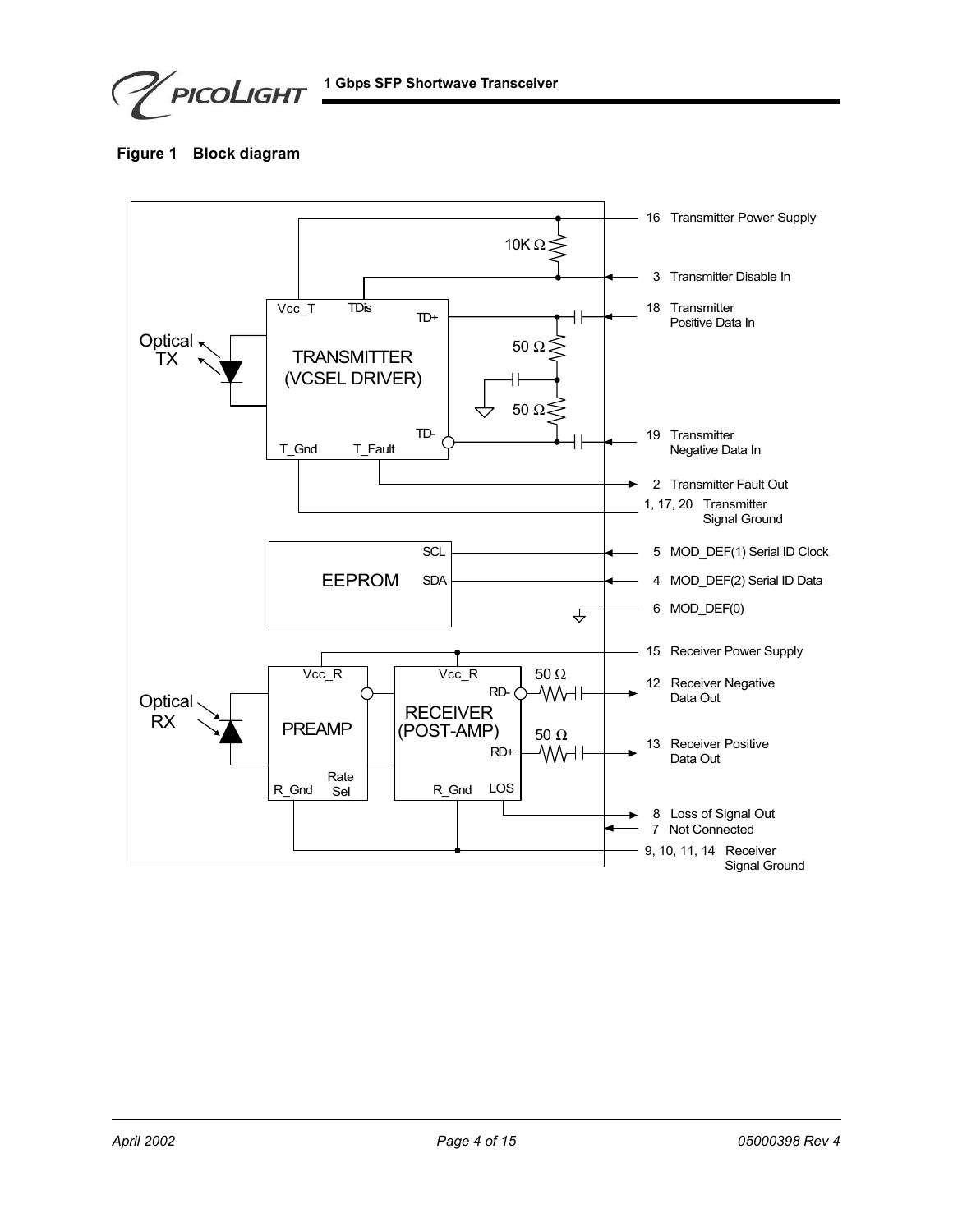**Figure 1 Block diagram**

Optical TX

TRANSMITTER (VCSEL DRIVER)

Vcc_T TDis TD+ TD- T_Gnd T_Fault

10K Ω

50 Ω

50 Ω

16 Transmitter Power Supply

3 Transmitter Disable In

18 Transmitter Positive Data In

19 Transmitter Negative Data In

2 Transmitter Fault Out

1, 17, 20 Transmitter Signal Ground

EEPROM

SCL SDA

5 MOD_DEF(1) Serial ID Clock

4 MOD_DEF(2) Serial ID Data

6 MOD_DEF(0)

15 Receiver Power Supply

Optical RX

PREAMP

Vcc_R R_Gnd Rate Sel

RECEIVER (POST-AMP)

Vcc_R RD- RD+ R_Gnd LOS

50 Ω

50 Ω

12 Receiver Negative Data Out

13 Receiver Positive Data Out

8 Loss of Signal Out

7 Not Connected

9, 10, 11, 14 Receiver Signal Ground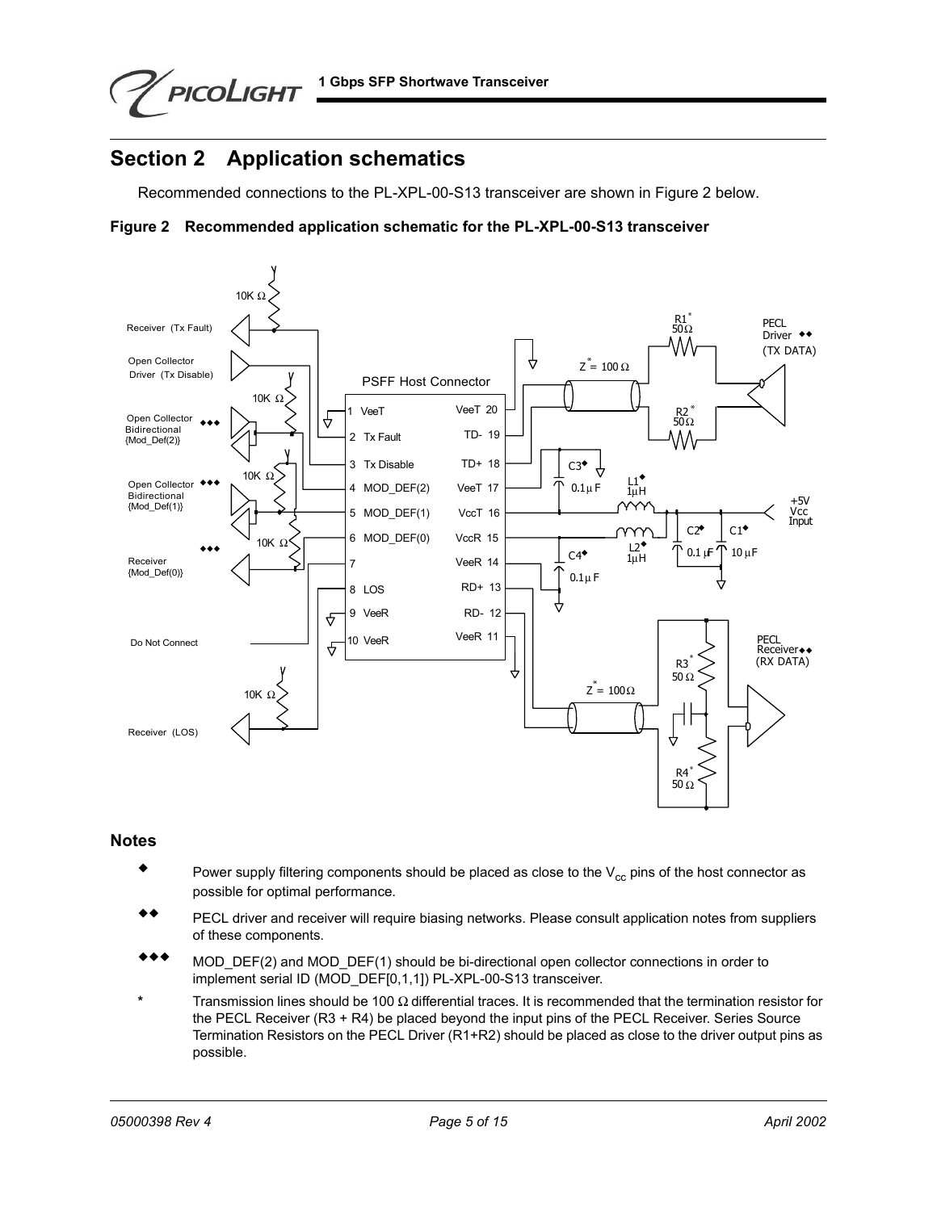# Section 2 Application schematics

Recommended connections to the PL-XPL-00-S13 transceiver are shown in Figure 2 below.

**Figure 2 Recommended application schematic for the PL-XPL-00-S13 transceiver**

## Notes

◆ Power supply filtering components should be placed as close to the $V_{cc}$ pins of the host connector as possible for optimal performance.

◆◆ PECL driver and receiver will require biasing networks. Please consult application notes from suppliers of these components.

◆◆◆ MOD_DEF(2) and MOD_DEF(1) should be bi-directional open collector connections in order to implement serial ID (MOD_DEF[0,1,1]) PL-XPL-00-S13 transceiver.

\* Transmission lines should be 100 Ω differential traces. It is recommended that the termination resistor for the PECL Receiver (R3 + R4) be placed beyond the input pins of the PECL Receiver. Series Source Termination Resistors on the PECL Driver (R1+R2) should be placed as close to the driver output pins as possible.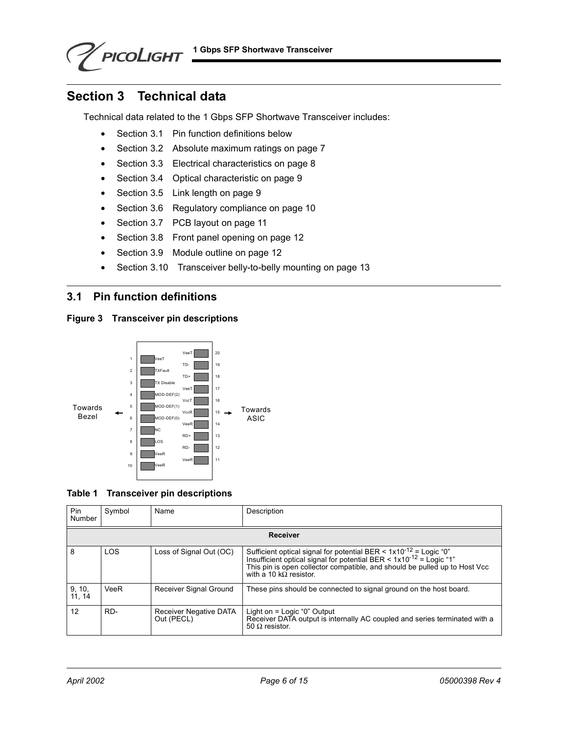# Section 3 Technical data

Technical data related to the 1 Gbps SFP Shortwave Transceiver includes:

- Section 3.1 Pin function definitions below
- Section 3.2 Absolute maximum ratings on page 7
- Section 3.3 Electrical characteristics on page 8
- Section 3.4 Optical characteristic on page 9
- Section 3.5 Link length on page 9
- Section 3.6 Regulatory compliance on page 10
- Section 3.7 PCB layout on page 11
- Section 3.8 Front panel opening on page 12
- Section 3.9 Module outline on page 12
- Section 3.10 Transceiver belly-to-belly mounting on page 13

## 3.1 Pin function definitions

**Figure 3 Transceiver pin descriptions**

Towards Bezel ← | → Towards ASIC

| Pin | Symbol | Symbol | Pin |
|---|---|---|---|
| 1 | VeeT | VeeT | 20 |
| 2 | TXFault | TD- | 19 |
| 3 | TX Disable | TD+ | 18 |
| 4 | MOD-DEF(2) | VeeT | 17 |
| 5 | MOD-DEF(1) | VccT | 16 |
| 6 | MOD-DEF(0) | VccR | 15 |
| 7 | NC | VeeR | 14 |
| 8 | LOS | RD+ | 13 |
| 9 | VeeR | RD- | 12 |
| 10 | VeeR | VeeR | 11 |

**Table 1 Transceiver pin descriptions**

| Pin Number | Symbol | Name | Description |
|---|---|---|---|
| **Receiver** | | | |
| 8 | LOS | Loss of Signal Out (OC) | Sufficient optical signal for potential BER < $1x10^{-12}$ = Logic "0"<br>Insufficient optical signal for potential BER < $1x10^{-12}$ = Logic "1"<br>This pin is open collector compatible, and should be pulled up to Host Vcc with a 10 kΩ resistor. |
| 9, 10, 11, 14 | VeeR | Receiver Signal Ground | These pins should be connected to signal ground on the host board. |
| 12 | RD- | Receiver Negative DATA Out (PECL) | Light on = Logic "0" Output<br>Receiver DATA output is internally AC coupled and series terminated with a 50 Ω resistor. |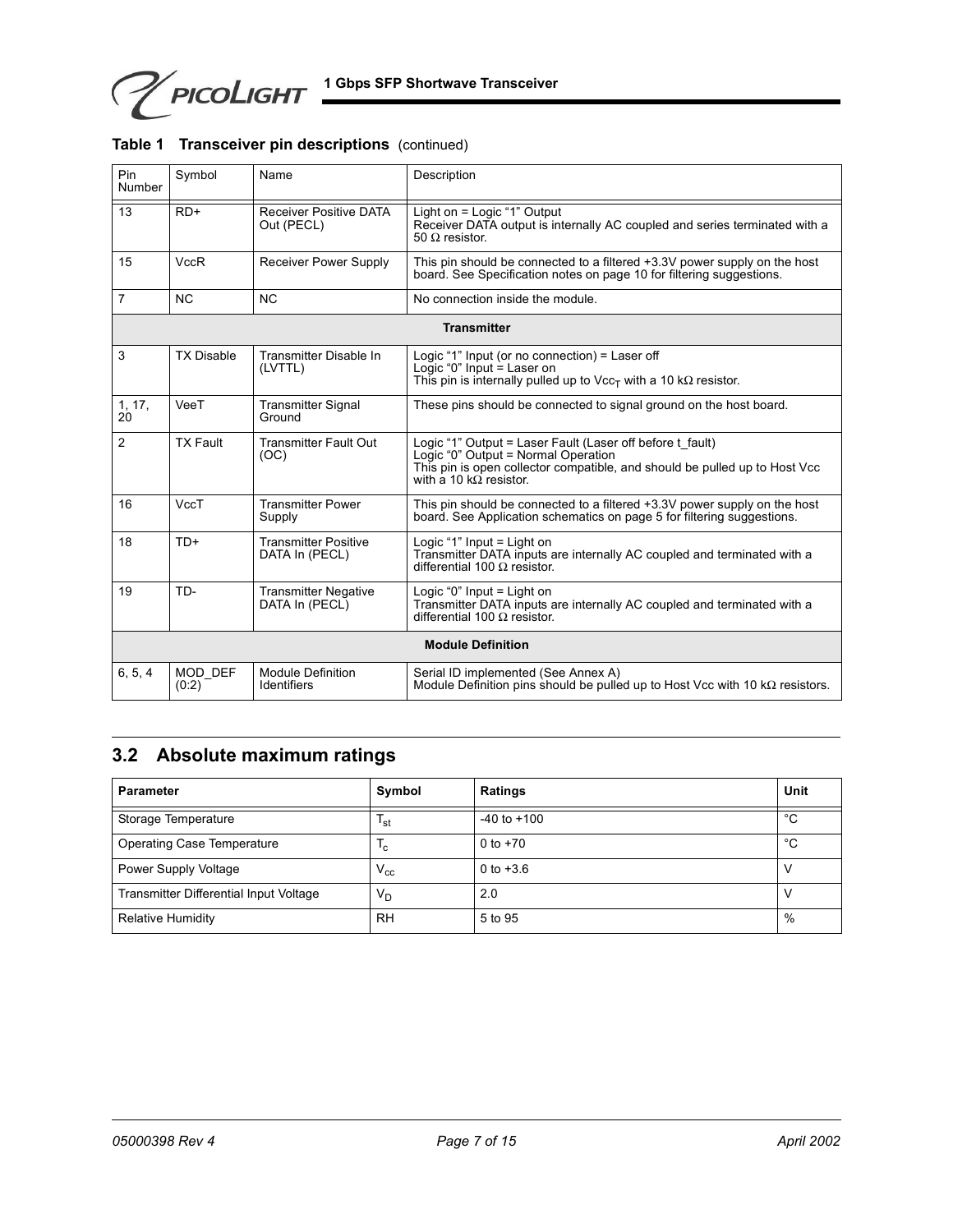**Table 1 Transceiver pin descriptions** (continued)

| Pin Number | Symbol | Name | Description |
|---|---|---|---|
| 13 | RD+ | Receiver Positive DATA Out (PECL) | Light on = Logic "1" Output<br>Receiver DATA output is internally AC coupled and series terminated with a 50 Ω resistor. |
| 15 | VccR | Receiver Power Supply | This pin should be connected to a filtered +3.3V power supply on the host board. See Specification notes on page 10 for filtering suggestions. |
| 7 | NC | NC | No connection inside the module. |
| **Transmitter** | | | |
| 3 | TX Disable | Transmitter Disable In (LVTTL) | Logic "1" Input (or no connection) = Laser off<br>Logic "0" Input = Laser on<br>This pin is internally pulled up to $Vcc_T$ with a 10 kΩ resistor. |
| 1, 17, 20 | VeeT | Transmitter Signal Ground | These pins should be connected to signal ground on the host board. |
| 2 | TX Fault | Transmitter Fault Out (OC) | Logic "1" Output = Laser Fault (Laser off before t_fault)<br>Logic "0" Output = Normal Operation<br>This pin is open collector compatible, and should be pulled up to Host Vcc with a 10 kΩ resistor. |
| 16 | VccT | Transmitter Power Supply | This pin should be connected to a filtered +3.3V power supply on the host board. See Application schematics on page 5 for filtering suggestions. |
| 18 | TD+ | Transmitter Positive DATA In (PECL) | Logic "1" Input = Light on<br>Transmitter DATA inputs are internally AC coupled and terminated with a differential 100 Ω resistor. |
| 19 | TD- | Transmitter Negative DATA In (PECL) | Logic "0" Input = Light on<br>Transmitter DATA inputs are internally AC coupled and terminated with a differential 100 Ω resistor. |
| **Module Definition** | | | |
| 6, 5, 4 | MOD_DEF (0:2) | Module Definition Identifiers | Serial ID implemented (See Annex A)<br>Module Definition pins should be pulled up to Host Vcc with 10 kΩ resistors. |

## 3.2 Absolute maximum ratings

| Parameter | Symbol | Ratings | Unit |
|---|---|---|---|
| Storage Temperature | $T_{st}$ | -40 to +100 | °C |
| Operating Case Temperature | $T_c$ | 0 to +70 | °C |
| Power Supply Voltage | $V_{cc}$ | 0 to +3.6 | V |
| Transmitter Differential Input Voltage | $V_D$ | 2.0 | V |
| Relative Humidity | RH | 5 to 95 | % |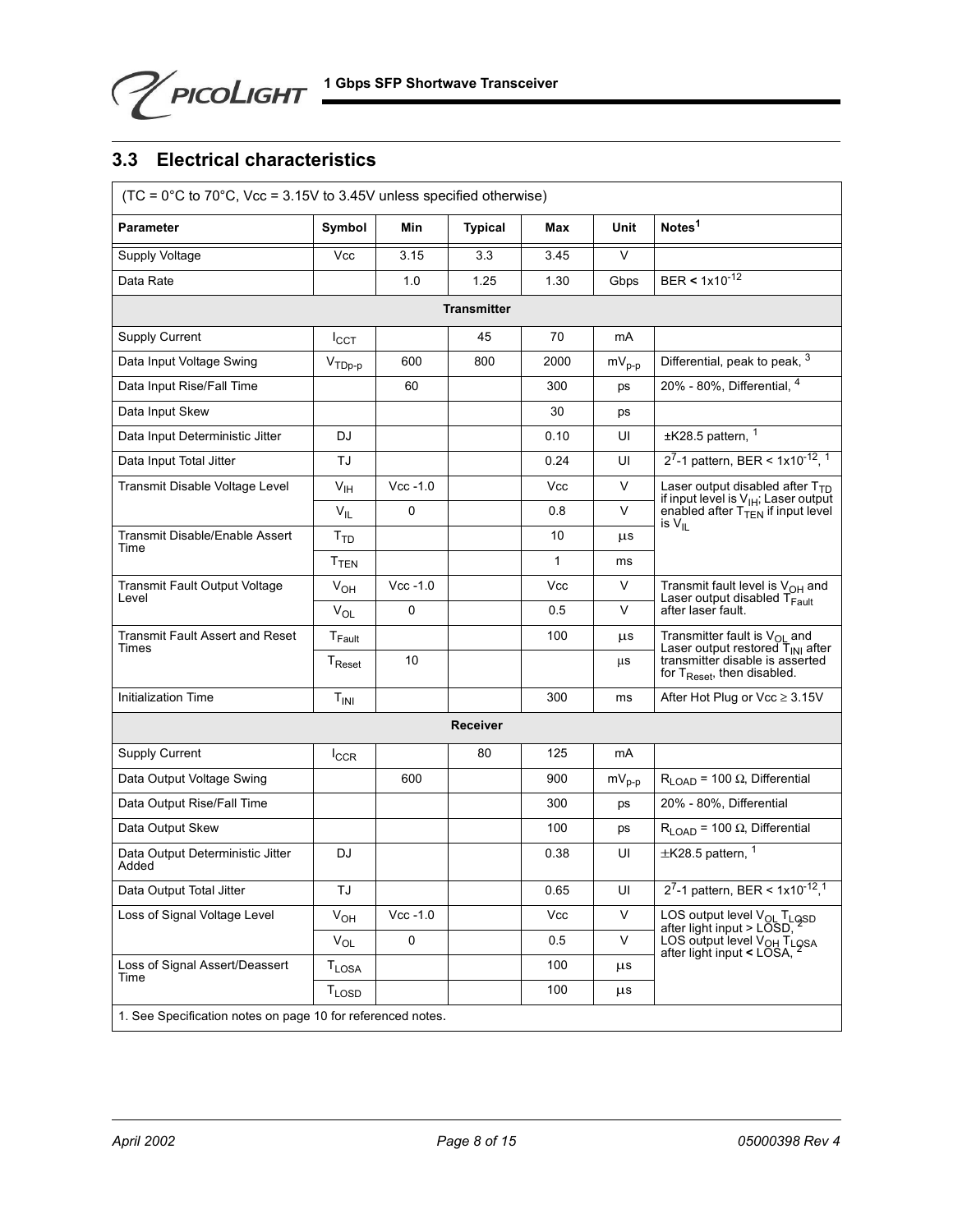## 3.3 Electrical characteristics

(TC = 0°C to 70°C, Vcc = 3.15V to 3.45V unless specified otherwise)

| Parameter | Symbol | Min | Typical | Max | Unit | Notes[1] |
|---|---|---|---|---|---|---|
| Supply Voltage | Vcc | 3.15 | 3.3 | 3.45 | V | |
| Data Rate | | 1.0 | 1.25 | 1.30 | Gbps | BER < $1x10^{-12}$ |
| **Transmitter** | | | | | | |
| Supply Current | $I_{CCT}$ | | 45 | 70 | mA | |
| Data Input Voltage Swing | $V_{TDp-p}$ | 600 | 800 | 2000 | $mV_{p-p}$ | Differential, peak to peak, [3] |
| Data Input Rise/Fall Time | | 60 | | 300 | ps | 20% - 80%, Differential, [4] |
| Data Input Skew | | | | 30 | ps | |
| Data Input Deterministic Jitter | DJ | | | 0.10 | UI | ±K28.5 pattern, [1] |
| Data Input Total Jitter | TJ | | | 0.24 | UI | $2^7$-1 pattern, BER < $1x10^{-12}$, [1] |
| Transmit Disable Voltage Level | $V_{IH}$ | Vcc -1.0 | | Vcc | V | Laser output disabled after $T_{TD}$ if input level is $V_{IH}$; Laser output enabled after $T_{TEN}$ if input level is $V_{IL}$ |
| | $V_{IL}$ | 0 | | 0.8 | V | |
| Transmit Disable/Enable Assert Time | $T_{TD}$ | | | 10 | µs | |
| | $T_{TEN}$ | | | 1 | ms | |
| Transmit Fault Output Voltage Level | $V_{OH}$ | Vcc -1.0 | | Vcc | V | Transmit fault level is $V_{OH}$ and Laser output disabled $T_{Fault}$ after laser fault. |
| | $V_{OL}$ | 0 | | 0.5 | V | |
| Transmit Fault Assert and Reset Times | $T_{Fault}$ | | | 100 | µs | Transmitter fault is $V_{OL}$ and Laser output restored $T_{INI}$ after transmitter disable is asserted for $T_{Reset}$, then disabled. |
| | $T_{Reset}$ | 10 | | | µs | |
| Initialization Time | $T_{INI}$ | | | 300 | ms | After Hot Plug or Vcc ≥ 3.15V |
| **Receiver** | | | | | | |
| Supply Current | $I_{CCR}$ | | 80 | 125 | mA | |
| Data Output Voltage Swing | | 600 | | 900 | $mV_{p-p}$ | $R_{LOAD}$ = 100 Ω, Differential |
| Data Output Rise/Fall Time | | | | 300 | ps | 20% - 80%, Differential |
| Data Output Skew | | | | 100 | ps | $R_{LOAD}$ = 100 Ω, Differential |
| Data Output Deterministic Jitter Added | DJ | | | 0.38 | UI | ±K28.5 pattern, [1] |
| Data Output Total Jitter | TJ | | | 0.65 | UI | $2^7$-1 pattern, BER < $1x10^{-12}$, [1] |
| Loss of Signal Voltage Level | $V_{OH}$ | Vcc -1.0 | | Vcc | V | LOS output level $V_{OL}$ $T_{LOSD}$ after light input > LOSD, [2] LOS output level $V_{OH}$ $T_{LOSA}$ after light input < LOSA, [2] |
| | $V_{OL}$ | 0 | | 0.5 | V | |
| Loss of Signal Assert/Deassert Time | $T_{LOSA}$ | | | 100 | µs | |
| | $T_{LOSD}$ | | | 100 | µs | |

1. See Specification notes on page 10 for referenced notes.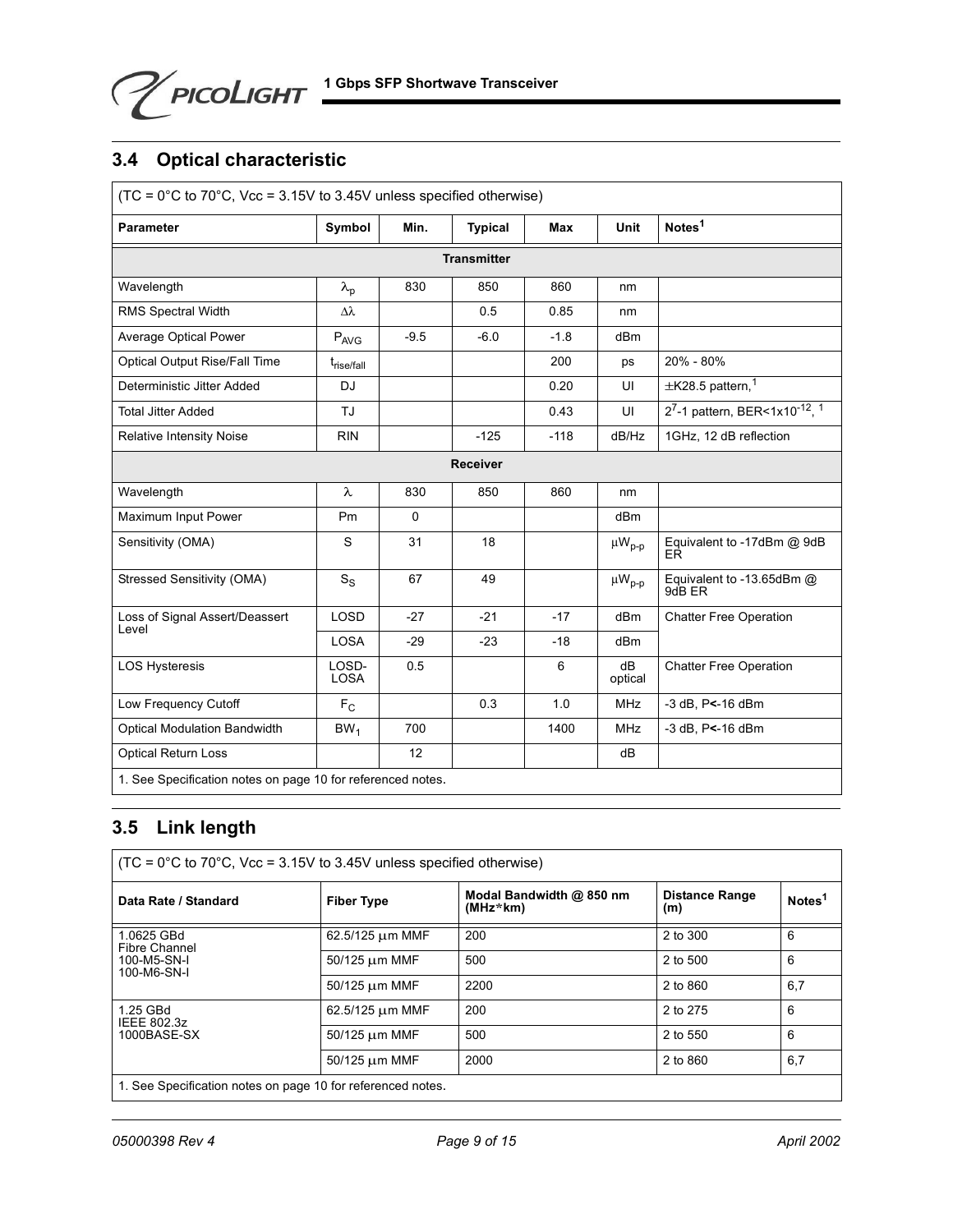## 3.4 Optical characteristic

| (TC = 0°C to 70°C, Vcc = 3.15V to 3.45V unless specified otherwise) | | | | | | |
|---|---|---|---|---|---|---|
| **Parameter** | **Symbol** | **Min.** | **Typical** | **Max** | **Unit** | **Notes**[1] |
| **Transmitter** | | | | | | |
| Wavelength | $\lambda_p$ | 830 | 850 | 860 | nm | |
| RMS Spectral Width | $\Delta\lambda$ | | 0.5 | 0.85 | nm | |
| Average Optical Power | $P_{AVG}$ | -9.5 | -6.0 | -1.8 | dBm | |
| Optical Output Rise/Fall Time | $t_{rise/fall}$ | | | 200 | ps | 20% - 80% |
| Deterministic Jitter Added | DJ | | | 0.20 | UI | ±K28.5 pattern,[1] |
| Total Jitter Added | TJ | | | 0.43 | UI | $2^7$-1 pattern, BER<$1\times10^{-12}$, [1] |
| Relative Intensity Noise | RIN | | -125 | -118 | dB/Hz | 1GHz, 12 dB reflection |
| **Receiver** | | | | | | |
| Wavelength | $\lambda$ | 830 | 850 | 860 | nm | |
| Maximum Input Power | Pm | 0 | | | dBm | |
| Sensitivity (OMA) | S | 31 | 18 | | $\mu W_{p-p}$ | Equivalent to -17dBm @ 9dB ER |
| Stressed Sensitivity (OMA) | $S_S$ | 67 | 49 | | $\mu W_{p-p}$ | Equivalent to -13.65dBm @ 9dB ER |
| Loss of Signal Assert/Deassert Level | LOSD | -27 | -21 | -17 | dBm | Chatter Free Operation |
| | LOSA | -29 | -23 | -18 | dBm | |
| LOS Hysteresis | LOSD-LOSA | 0.5 | | 6 | dB optical | Chatter Free Operation |
| Low Frequency Cutoff | $F_C$ | | 0.3 | 1.0 | MHz | -3 dB, P<-16 dBm |
| Optical Modulation Bandwidth | $BW_1$ | 700 | | 1400 | MHz | -3 dB, P<-16 dBm |
| Optical Return Loss | | 12 | | | dB | |
| 1. See Specification notes on page 10 for referenced notes. | | | | | | |

## 3.5 Link length

| (TC = 0°C to 70°C, Vcc = 3.15V to 3.45V unless specified otherwise) | | | | |
|---|---|---|---|---|
| **Data Rate / Standard** | **Fiber Type** | **Modal Bandwidth @ 850 nm (MHz*km)** | **Distance Range (m)** | **Notes**[1] |
| 1.0625 GBd Fibre Channel 100-M5-SN-I 100-M6-SN-I | 62.5/125 µm MMF | 200 | 2 to 300 | 6 |
| | 50/125 µm MMF | 500 | 2 to 500 | 6 |
| | 50/125 µm MMF | 2200 | 2 to 860 | 6,7 |
| 1.25 GBd IEEE 802.3z 1000BASE-SX | 62.5/125 µm MMF | 200 | 2 to 275 | 6 |
| | 50/125 µm MMF | 500 | 2 to 550 | 6 |
| | 50/125 µm MMF | 2000 | 2 to 860 | 6,7 |
| 1. See Specification notes on page 10 for referenced notes. | | | | |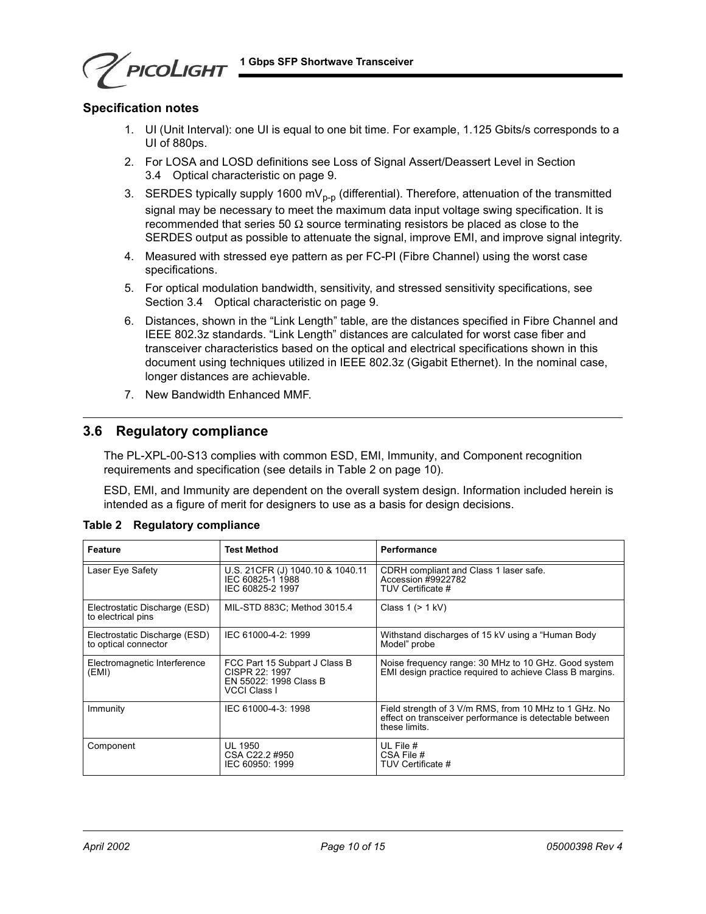### Specification notes

1. UI (Unit Interval): one UI is equal to one bit time. For example, 1.125 Gbits/s corresponds to a UI of 880ps.
2. For LOSA and LOSD definitions see Loss of Signal Assert/Deassert Level in Section 3.4 Optical characteristic on page 9.
3. SERDES typically supply 1600 $mV_{p\text{-}p}$ (differential). Therefore, attenuation of the transmitted signal may be necessary to meet the maximum data input voltage swing specification. It is recommended that series 50 Ω source terminating resistors be placed as close to the SERDES output as possible to attenuate the signal, improve EMI, and improve signal integrity.
4. Measured with stressed eye pattern as per FC-PI (Fibre Channel) using the worst case specifications.
5. For optical modulation bandwidth, sensitivity, and stressed sensitivity specifications, see Section 3.4 Optical characteristic on page 9.
6. Distances, shown in the “Link Length” table, are the distances specified in Fibre Channel and IEEE 802.3z standards. “Link Length” distances are calculated for worst case fiber and transceiver characteristics based on the optical and electrical specifications shown in this document using techniques utilized in IEEE 802.3z (Gigabit Ethernet). In the nominal case, longer distances are achievable.
7. New Bandwidth Enhanced MMF.

## 3.6 Regulatory compliance

The PL-XPL-00-S13 complies with common ESD, EMI, Immunity, and Component recognition requirements and specification (see details in Table 2 on page 10).

ESD, EMI, and Immunity are dependent on the overall system design. Information included herein is intended as a figure of merit for designers to use as a basis for design decisions.

**Table 2 Regulatory compliance**

| Feature | Test Method | Performance |
|---|---|---|
| Laser Eye Safety | U.S. 21CFR (J) 1040.10 & 1040.11<br>IEC 60825-1 1988<br>IEC 60825-2 1997 | CDRH compliant and Class 1 laser safe.<br>Accession #9922782<br>TUV Certificate # |
| Electrostatic Discharge (ESD) to electrical pins | MIL-STD 883C; Method 3015.4 | Class 1 (> 1 kV) |
| Electrostatic Discharge (ESD) to optical connector | IEC 61000-4-2: 1999 | Withstand discharges of 15 kV using a “Human Body Model” probe |
| Electromagnetic Interference (EMI) | FCC Part 15 Subpart J Class B<br>CISPR 22: 1997<br>EN 55022: 1998 Class B<br>VCCI Class I | Noise frequency range: 30 MHz to 10 GHz. Good system EMI design practice required to achieve Class B margins. |
| Immunity | IEC 61000-4-3: 1998 | Field strength of 3 V/m RMS, from 10 MHz to 1 GHz. No effect on transceiver performance is detectable between these limits. |
| Component | UL 1950<br>CSA C22.2 #950<br>IEC 60950: 1999 | UL File #<br>CSA File #<br>TUV Certificate # |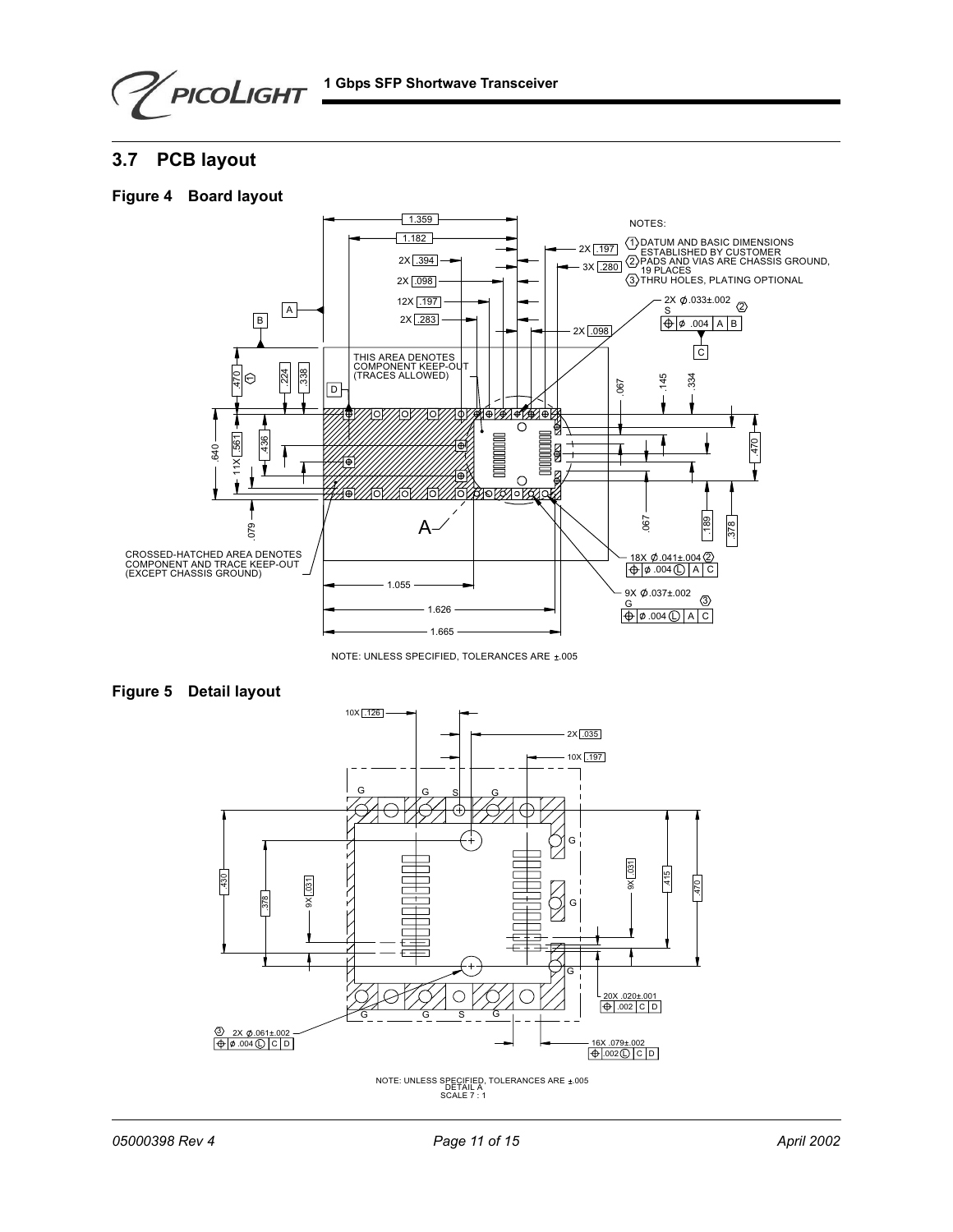## 3.7 PCB layout

**Figure 4 Board layout**

NOTES:

1. DATUM AND BASIC DIMENSIONS ESTABLISHED BY CUSTOMER
2. PADS AND VIAS ARE CHASSIS GROUND, 19 PLACES
3. THRU HOLES, PLATING OPTIONAL

THIS AREA DENOTES COMPONENT KEEP-OUT (TRACES ALLOWED)

CROSSED-HATCHED AREA DENOTES COMPONENT AND TRACE KEEP-OUT (EXCEPT CHASSIS GROUND)

NOTE: UNLESS SPECIFIED, TOLERANCES ARE ±.005

**Figure 5 Detail layout**

NOTE: UNLESS SPECIFIED, TOLERANCES ARE ±.005
DETAIL A
SCALE 7 : 1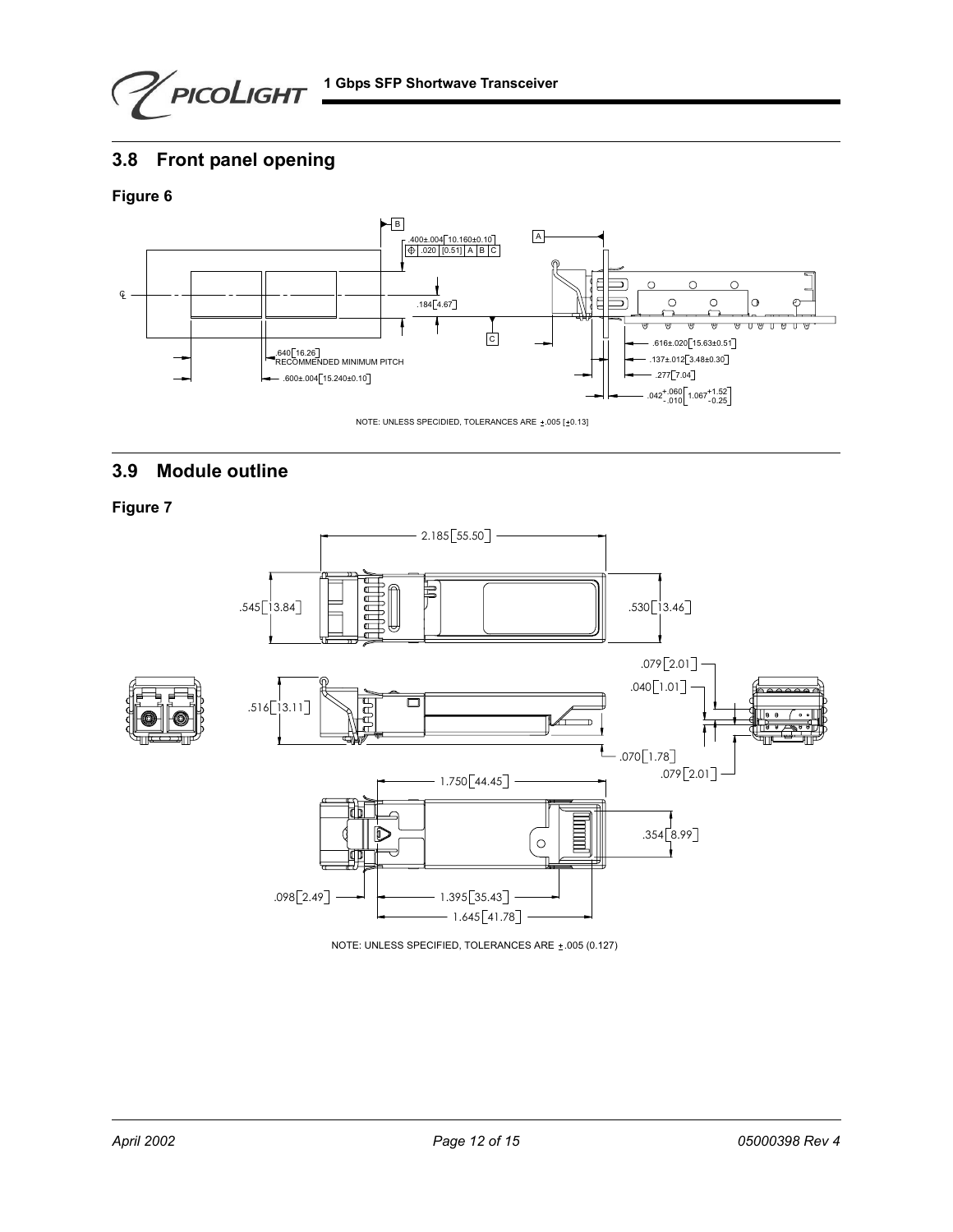## 3.8 Front panel opening

**Figure 6**

NOTE: UNLESS SPECIDIED, TOLERANCES ARE ±.005 [±0.13]

## 3.9 Module outline

**Figure 7**

NOTE: UNLESS SPECIFIED, TOLERANCES ARE ±.005 (0.127)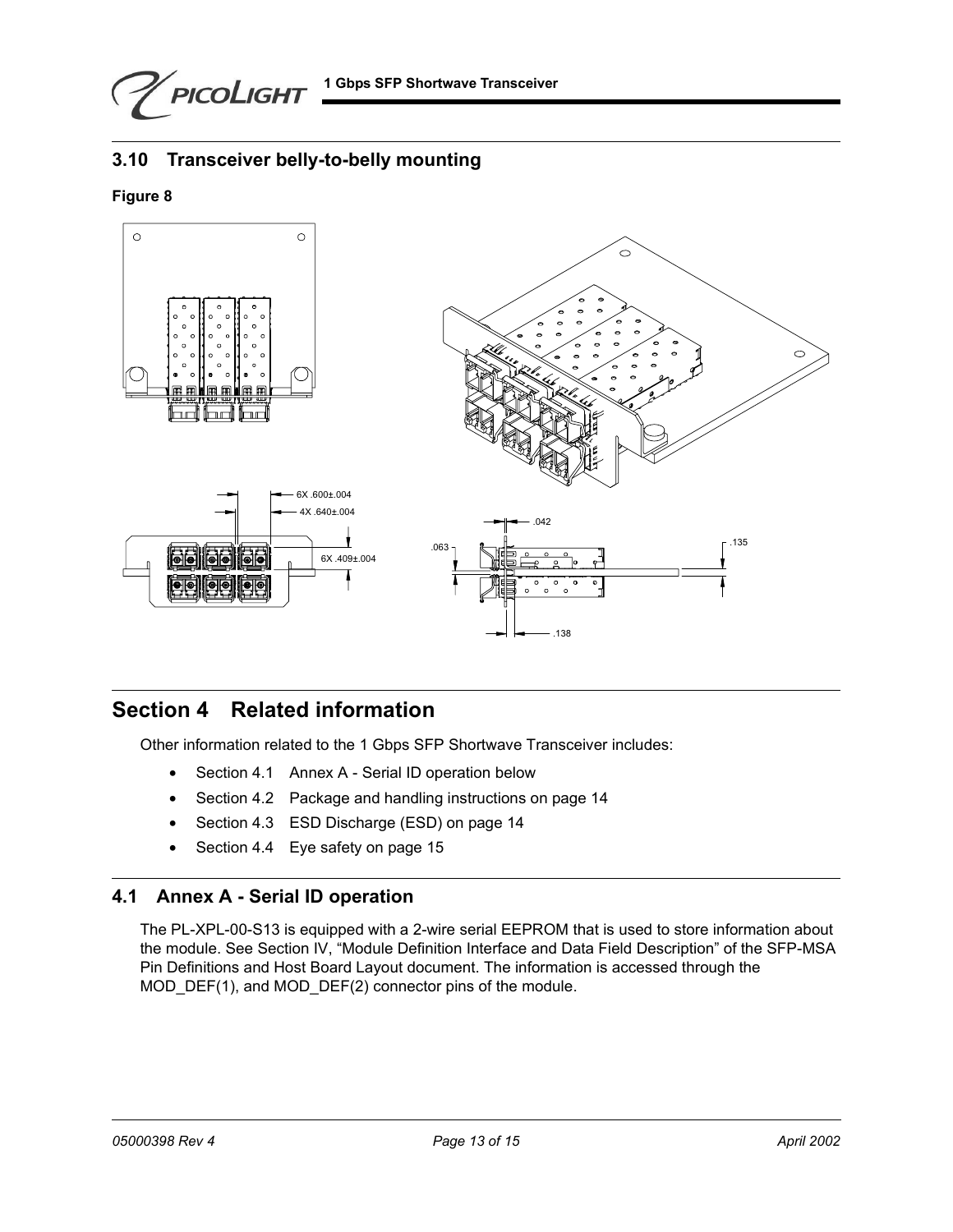## 3.10 Transceiver belly-to-belly mounting

**Figure 8**

# Section 4 Related information

Other information related to the 1 Gbps SFP Shortwave Transceiver includes:

- Section 4.1 Annex A - Serial ID operation below
- Section 4.2 Package and handling instructions on page 14
- Section 4.3 ESD Discharge (ESD) on page 14
- Section 4.4 Eye safety on page 15

## 4.1 Annex A - Serial ID operation

The PL-XPL-00-S13 is equipped with a 2-wire serial EEPROM that is used to store information about the module. See Section IV, "Module Definition Interface and Data Field Description" of the SFP-MSA Pin Definitions and Host Board Layout document. The information is accessed through the MOD_DEF(1), and MOD_DEF(2) connector pins of the module.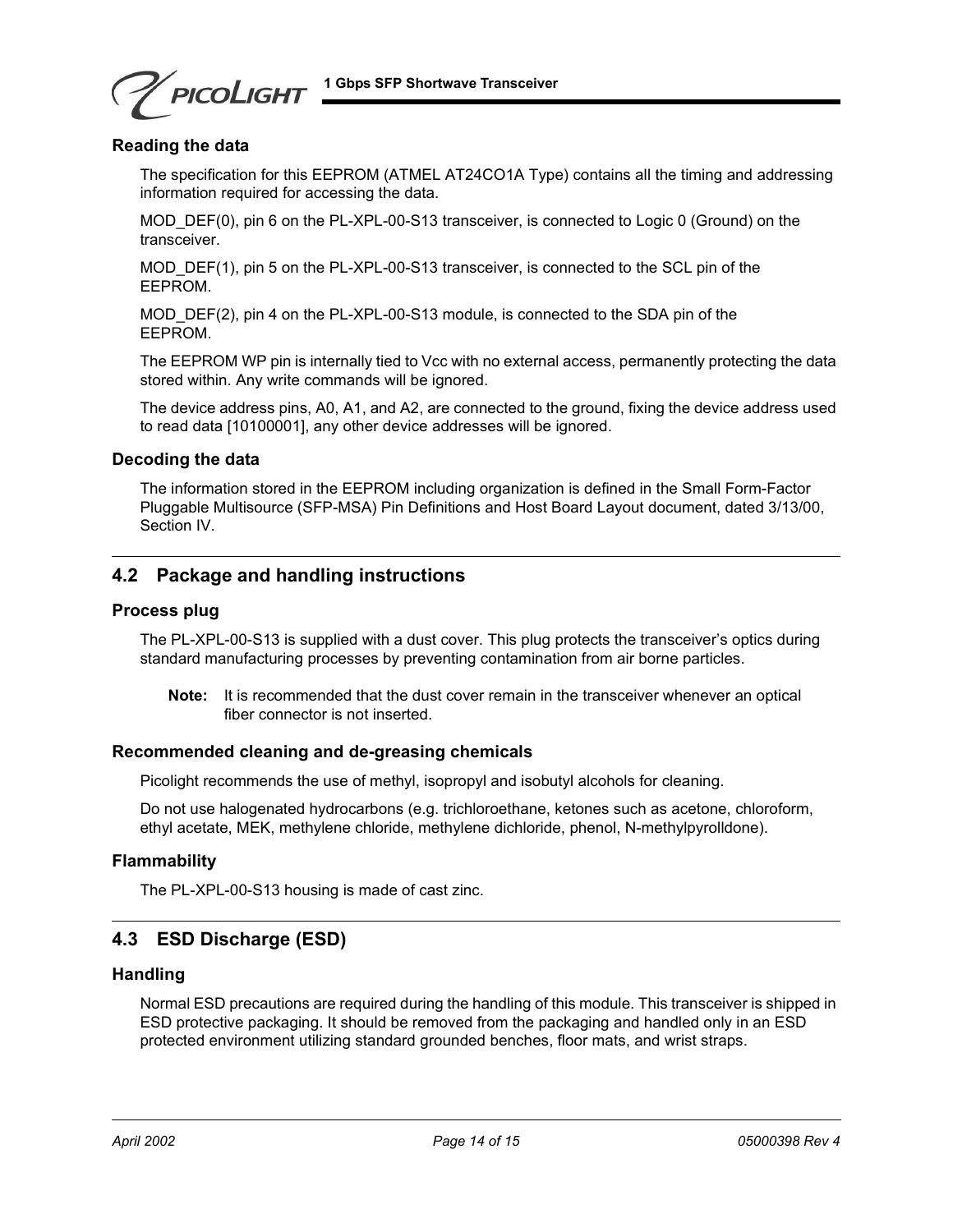### Reading the data

The specification for this EEPROM (ATMEL AT24CO1A Type) contains all the timing and addressing information required for accessing the data.

MOD_DEF(0), pin 6 on the PL-XPL-00-S13 transceiver, is connected to Logic 0 (Ground) on the transceiver.

MOD_DEF(1), pin 5 on the PL-XPL-00-S13 transceiver, is connected to the SCL pin of the EEPROM.

MOD_DEF(2), pin 4 on the PL-XPL-00-S13 module, is connected to the SDA pin of the EEPROM.

The EEPROM WP pin is internally tied to Vcc with no external access, permanently protecting the data stored within. Any write commands will be ignored.

The device address pins, A0, A1, and A2, are connected to the ground, fixing the device address used to read data [10100001], any other device addresses will be ignored.

### Decoding the data

The information stored in the EEPROM including organization is defined in the Small Form-Factor Pluggable Multisource (SFP-MSA) Pin Definitions and Host Board Layout document, dated 3/13/00, Section IV.

## 4.2 Package and handling instructions

### Process plug

The PL-XPL-00-S13 is supplied with a dust cover. This plug protects the transceiver's optics during standard manufacturing processes by preventing contamination from air borne particles.

> **Note:** It is recommended that the dust cover remain in the transceiver whenever an optical fiber connector is not inserted.

### Recommended cleaning and de-greasing chemicals

Picolight recommends the use of methyl, isopropyl and isobutyl alcohols for cleaning.

Do not use halogenated hydrocarbons (e.g. trichloroethane, ketones such as acetone, chloroform, ethyl acetate, MEK, methylene chloride, methylene dichloride, phenol, N-methylpyrolldone).

### Flammability

The PL-XPL-00-S13 housing is made of cast zinc.

## 4.3 ESD Discharge (ESD)

### Handling

Normal ESD precautions are required during the handling of this module. This transceiver is shipped in ESD protective packaging. It should be removed from the packaging and handled only in an ESD protected environment utilizing standard grounded benches, floor mats, and wrist straps.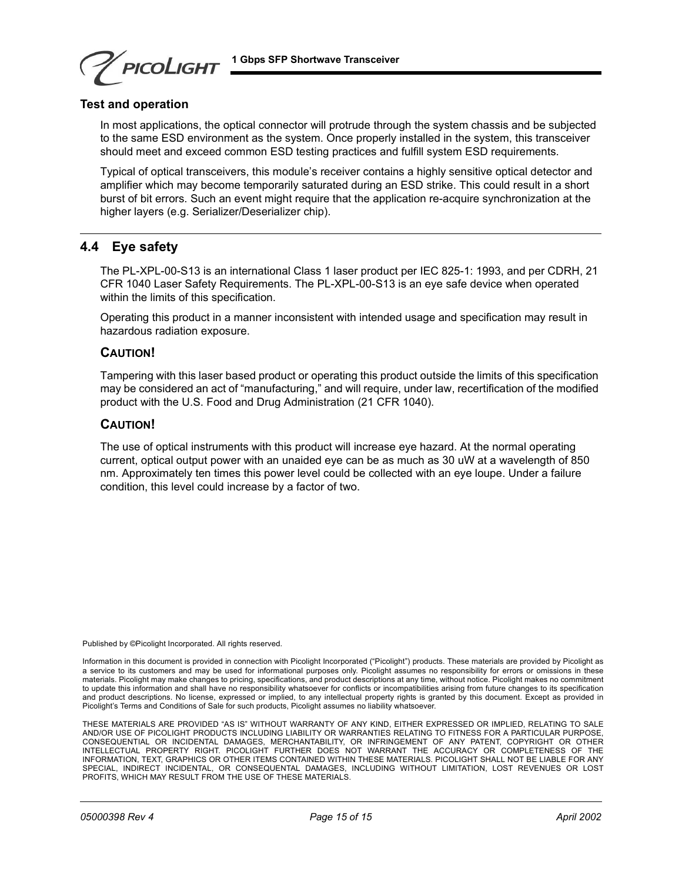### Test and operation

In most applications, the optical connector will protrude through the system chassis and be subjected to the same ESD environment as the system. Once properly installed in the system, this transceiver should meet and exceed common ESD testing practices and fulfill system ESD requirements.

Typical of optical transceivers, this module's receiver contains a highly sensitive optical detector and amplifier which may become temporarily saturated during an ESD strike. This could result in a short burst of bit errors. Such an event might require that the application re-acquire synchronization at the higher layers (e.g. Serializer/Deserializer chip).

---

## 4.4 Eye safety

The PL-XPL-00-S13 is an international Class 1 laser product per IEC 825-1: 1993, and per CDRH, 21 CFR 1040 Laser Safety Requirements. The PL-XPL-00-S13 is an eye safe device when operated within the limits of this specification.

Operating this product in a manner inconsistent with intended usage and specification may result in hazardous radiation exposure.

### CAUTION!

Tampering with this laser based product or operating this product outside the limits of this specification may be considered an act of "manufacturing," and will require, under law, recertification of the modified product with the U.S. Food and Drug Administration (21 CFR 1040).

### CAUTION!

The use of optical instruments with this product will increase eye hazard. At the normal operating current, optical output power with an unaided eye can be as much as 30 uW at a wavelength of 850 nm. Approximately ten times this power level could be collected with an eye loupe. Under a failure condition, this level could increase by a factor of two.

Published by ©Picolight Incorporated. All rights reserved.

Information in this document is provided in connection with Picolight Incorporated ("Picolight") products. These materials are provided by Picolight as a service to its customers and may be used for informational purposes only. Picolight assumes no responsibility for errors or omissions in these materials. Picolight may make changes to pricing, specifications, and product descriptions at any time, without notice. Picolight makes no commitment to update this information and shall have no responsibility whatsoever for conflicts or incompatibilities arising from future changes to its specification and product descriptions. No license, expressed or implied, to any intellectual property rights is granted by this document. Except as provided in Picolight's Terms and Conditions of Sale for such products, Picolight assumes no liability whatsoever.

THESE MATERIALS ARE PROVIDED "AS IS" WITHOUT WARRANTY OF ANY KIND, EITHER EXPRESSED OR IMPLIED, RELATING TO SALE AND/OR USE OF PICOLIGHT PRODUCTS INCLUDING LIABILITY OR WARRANTIES RELATING TO FITNESS FOR A PARTICULAR PURPOSE, CONSEQUENTIAL OR INCIDENTAL DAMAGES, MERCHANTABILITY, OR INFRINGEMENT OF ANY PATENT, COPYRIGHT OR OTHER INTELLECTUAL PROPERTY RIGHT. PICOLIGHT FURTHER DOES NOT WARRANT THE ACCURACY OR COMPLETENESS OF THE INFORMATION, TEXT, GRAPHICS OR OTHER ITEMS CONTAINED WITHIN THESE MATERIALS. PICOLIGHT SHALL NOT BE LIABLE FOR ANY SPECIAL, INDIRECT INCIDENTAL, OR CONSEQUENTAL DAMAGES, INCLUDING WITHOUT LIMITATION, LOST REVENUES OR LOST PROFITS, WHICH MAY RESULT FROM THE USE OF THESE MATERIALS.